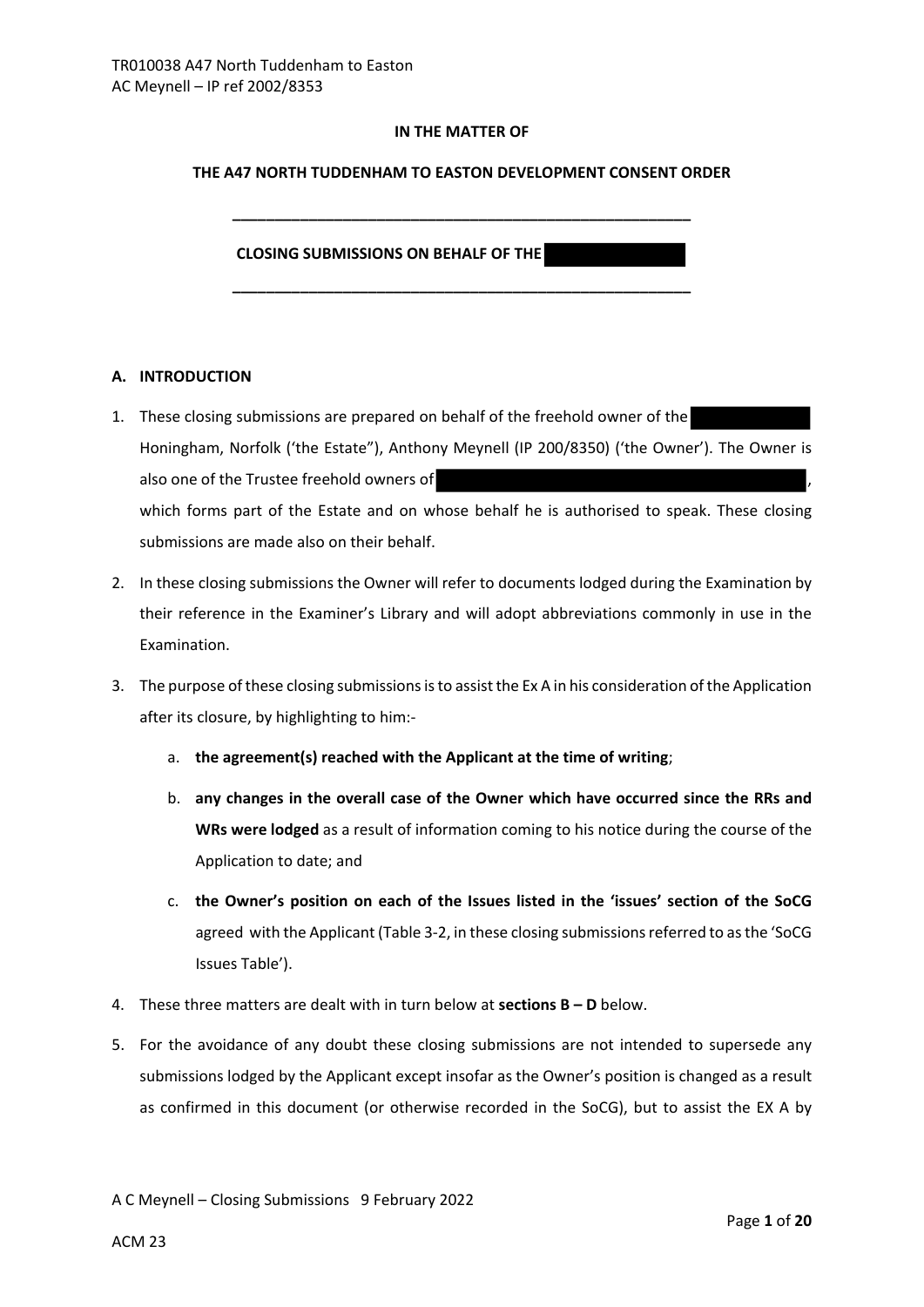**IN THE MATTER OF**

**THE A47 NORTH TUDDENHAM TO EASTON DEVELOPMENT CONSENT ORDER**

---

**CLOSING SUBMISSIONS ON BEHALF OF THE**

---

## A. INTRODUCTION

1. These closing submissions are prepared on behalf of the freehold owner of the Honingham, Norfolk ('the Estate"), Anthony Meynell (IP 200/8350) ('the Owner'). The Owner is also one of the Trustee freehold owners of , which forms part of the Estate and on whose behalf he is authorised to speak. These closing submissions are made also on their behalf.

2. In these closing submissions the Owner will refer to documents lodged during the Examination by their reference in the Examiner's Library and will adopt abbreviations commonly in use in the Examination.

3. The purpose of these closing submissions is to assist the Ex A in his consideration of the Application after its closure, by highlighting to him:-

    a. **the agreement(s) reached with the Applicant at the time of writing**;

    b. **any changes in the overall case of the Owner which have occurred since the RRs and WRs were lodged** as a result of information coming to his notice during the course of the Application to date; and

    c. **the Owner's position on each of the Issues listed in the 'issues' section of the SoCG** agreed with the Applicant (Table 3-2, in these closing submissions referred to as the 'SoCG Issues Table').

4. These three matters are dealt with in turn below at **sections B – D** below.

5. For the avoidance of any doubt these closing submissions are not intended to supersede any submissions lodged by the Applicant except insofar as the Owner's position is changed as a result as confirmed in this document (or otherwise recorded in the SoCG), but to assist the EX A by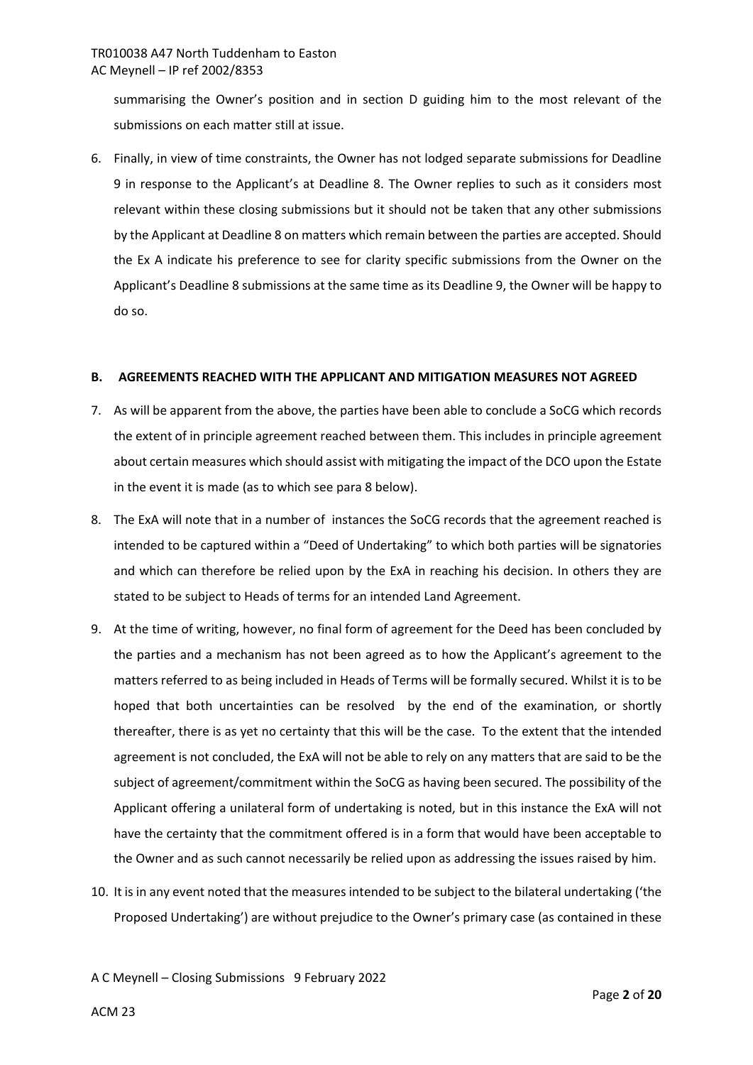summarising the Owner's position and in section D guiding him to the most relevant of the submissions on each matter still at issue.

6. Finally, in view of time constraints, the Owner has not lodged separate submissions for Deadline 9 in response to the Applicant's at Deadline 8. The Owner replies to such as it considers most relevant within these closing submissions but it should not be taken that any other submissions by the Applicant at Deadline 8 on matters which remain between the parties are accepted. Should the Ex A indicate his preference to see for clarity specific submissions from the Owner on the Applicant's Deadline 8 submissions at the same time as its Deadline 9, the Owner will be happy to do so.

**B. AGREEMENTS REACHED WITH THE APPLICANT AND MITIGATION MEASURES NOT AGREED**

7. As will be apparent from the above, the parties have been able to conclude a SoCG which records the extent of in principle agreement reached between them. This includes in principle agreement about certain measures which should assist with mitigating the impact of the DCO upon the Estate in the event it is made (as to which see para 8 below).

8. The ExA will note that in a number of instances the SoCG records that the agreement reached is intended to be captured within a "Deed of Undertaking" to which both parties will be signatories and which can therefore be relied upon by the ExA in reaching his decision. In others they are stated to be subject to Heads of terms for an intended Land Agreement.

9. At the time of writing, however, no final form of agreement for the Deed has been concluded by the parties and a mechanism has not been agreed as to how the Applicant's agreement to the matters referred to as being included in Heads of Terms will be formally secured. Whilst it is to be hoped that both uncertainties can be resolved by the end of the examination, or shortly thereafter, there is as yet no certainty that this will be the case. To the extent that the intended agreement is not concluded, the ExA will not be able to rely on any matters that are said to be the subject of agreement/commitment within the SoCG as having been secured. The possibility of the Applicant offering a unilateral form of undertaking is noted, but in this instance the ExA will not have the certainty that the commitment offered is in a form that would have been acceptable to the Owner and as such cannot necessarily be relied upon as addressing the issues raised by him.

10. It is in any event noted that the measures intended to be subject to the bilateral undertaking ('the Proposed Undertaking') are without prejudice to the Owner's primary case (as contained in these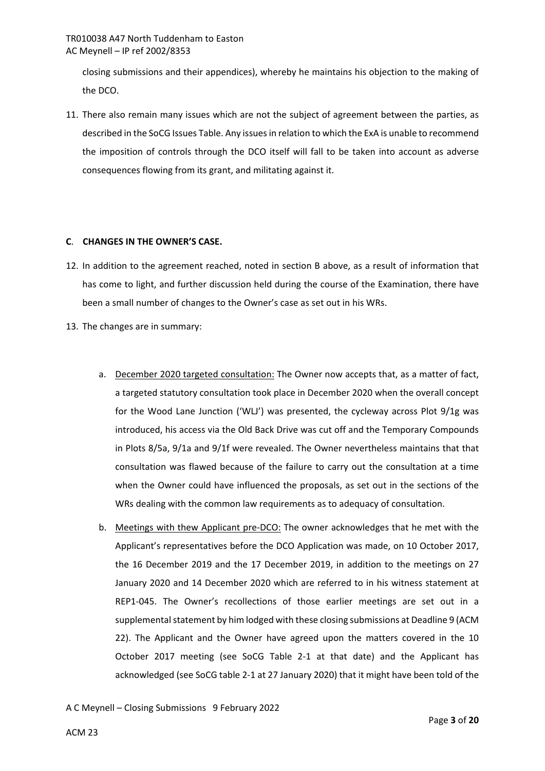closing submissions and their appendices), whereby he maintains his objection to the making of the DCO.

11. There also remain many issues which are not the subject of agreement between the parties, as described in the SoCG Issues Table. Any issues in relation to which the ExA is unable to recommend the imposition of controls through the DCO itself will fall to be taken into account as adverse consequences flowing from its grant, and militating against it.

## C. CHANGES IN THE OWNER'S CASE.

12. In addition to the agreement reached, noted in section B above, as a result of information that has come to light, and further discussion held during the course of the Examination, there have been a small number of changes to the Owner's case as set out in his WRs.

13. The changes are in summary:

    a. December 2020 targeted consultation: The Owner now accepts that, as a matter of fact, a targeted statutory consultation took place in December 2020 when the overall concept for the Wood Lane Junction ('WLJ') was presented, the cycleway across Plot 9/1g was introduced, his access via the Old Back Drive was cut off and the Temporary Compounds in Plots 8/5a, 9/1a and 9/1f were revealed. The Owner nevertheless maintains that that consultation was flawed because of the failure to carry out the consultation at a time when the Owner could have influenced the proposals, as set out in the sections of the WRs dealing with the common law requirements as to adequacy of consultation.

    b. Meetings with thew Applicant pre-DCO: The owner acknowledges that he met with the Applicant's representatives before the DCO Application was made, on 10 October 2017, the 16 December 2019 and the 17 December 2019, in addition to the meetings on 27 January 2020 and 14 December 2020 which are referred to in his witness statement at REP1-045. The Owner's recollections of those earlier meetings are set out in a supplemental statement by him lodged with these closing submissions at Deadline 9 (ACM 22). The Applicant and the Owner have agreed upon the matters covered in the 10 October 2017 meeting (see SoCG Table 2-1 at that date) and the Applicant has acknowledged (see SoCG table 2-1 at 27 January 2020) that it might have been told of the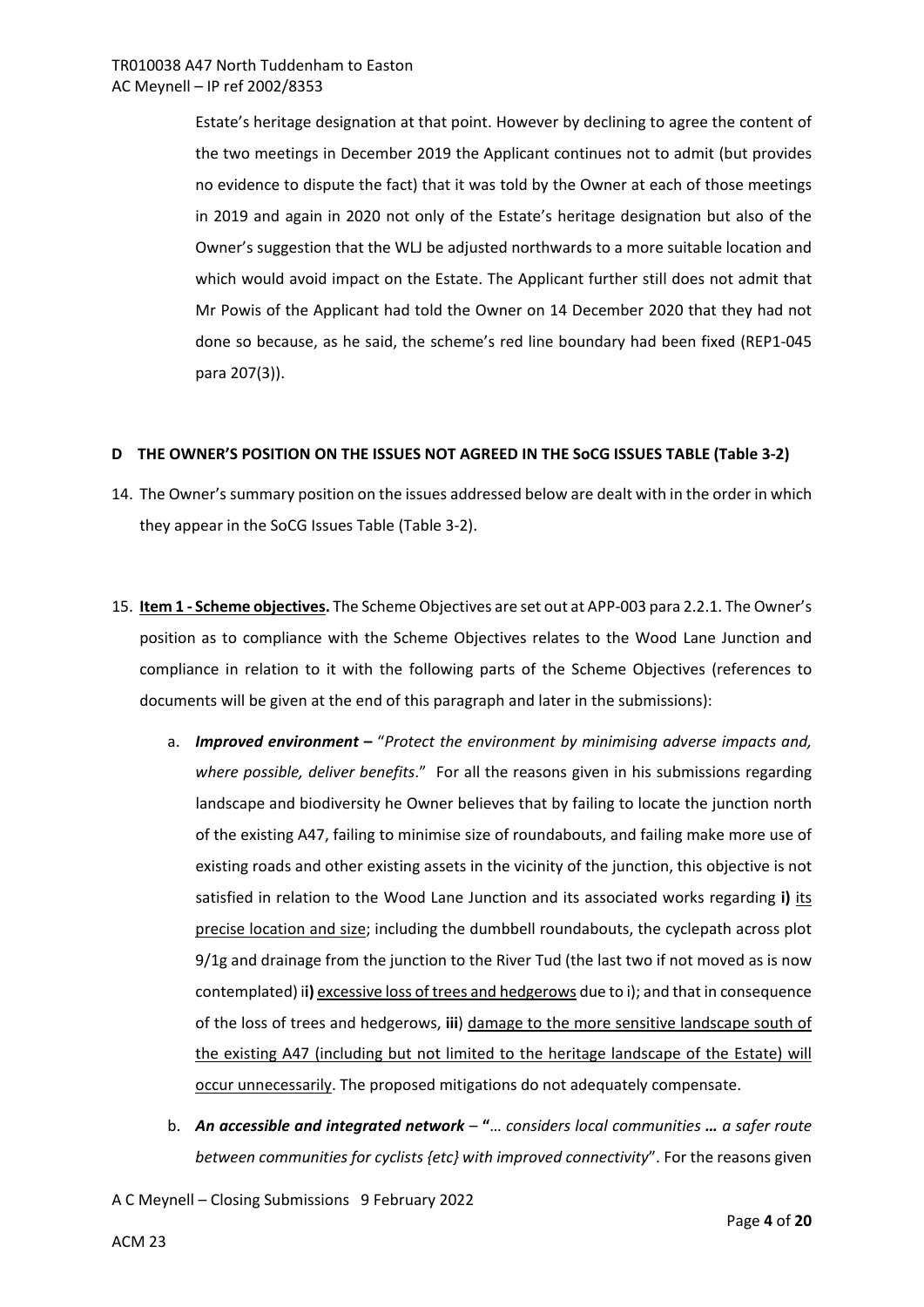Estate's heritage designation at that point. However by declining to agree the content of the two meetings in December 2019 the Applicant continues not to admit (but provides no evidence to dispute the fact) that it was told by the Owner at each of those meetings in 2019 and again in 2020 not only of the Estate's heritage designation but also of the Owner's suggestion that the WLJ be adjusted northwards to a more suitable location and which would avoid impact on the Estate. The Applicant further still does not admit that Mr Powis of the Applicant had told the Owner on 14 December 2020 that they had not done so because, as he said, the scheme's red line boundary had been fixed (REP1-045 para 207(3)).

## D THE OWNER'S POSITION ON THE ISSUES NOT AGREED IN THE SoCG ISSUES TABLE (Table 3-2)

14. The Owner's summary position on the issues addressed below are dealt with in the order in which they appear in the SoCG Issues Table (Table 3-2).

15. **Item 1 - Scheme objectives.** The Scheme Objectives are set out at APP-003 para 2.2.1. The Owner's position as to compliance with the Scheme Objectives relates to the Wood Lane Junction and compliance in relation to it with the following parts of the Scheme Objectives (references to documents will be given at the end of this paragraph and later in the submissions):

    a. ***Improved environment –*** "*Protect the environment by minimising adverse impacts and, where possible, deliver benefits*." For all the reasons given in his submissions regarding landscape and biodiversity he Owner believes that by failing to locate the junction north of the existing A47, failing to minimise size of roundabouts, and failing make more use of existing roads and other existing assets in the vicinity of the junction, this objective is not satisfied in relation to the Wood Lane Junction and its associated works regarding **i)** <u>its precise location and size</u>; including the dumbbell roundabouts, the cyclepath across plot 9/1g and drainage from the junction to the River Tud (the last two if not moved as is now contemplated) i**i)** <u>excessive loss of trees and hedgerows</u> due to i); and that in consequence of the loss of trees and hedgerows, **iii**) <u>damage to the more sensitive landscape south of the existing A47 (including but not limited to the heritage landscape of the Estate) will occur unnecessarily</u>. The proposed mitigations do not adequately compensate.

    b. ***An accessible and integrated network*** – **"**… *considers local communities **…** a safer route between communities for cyclists {etc} with improved connectivity*". For the reasons given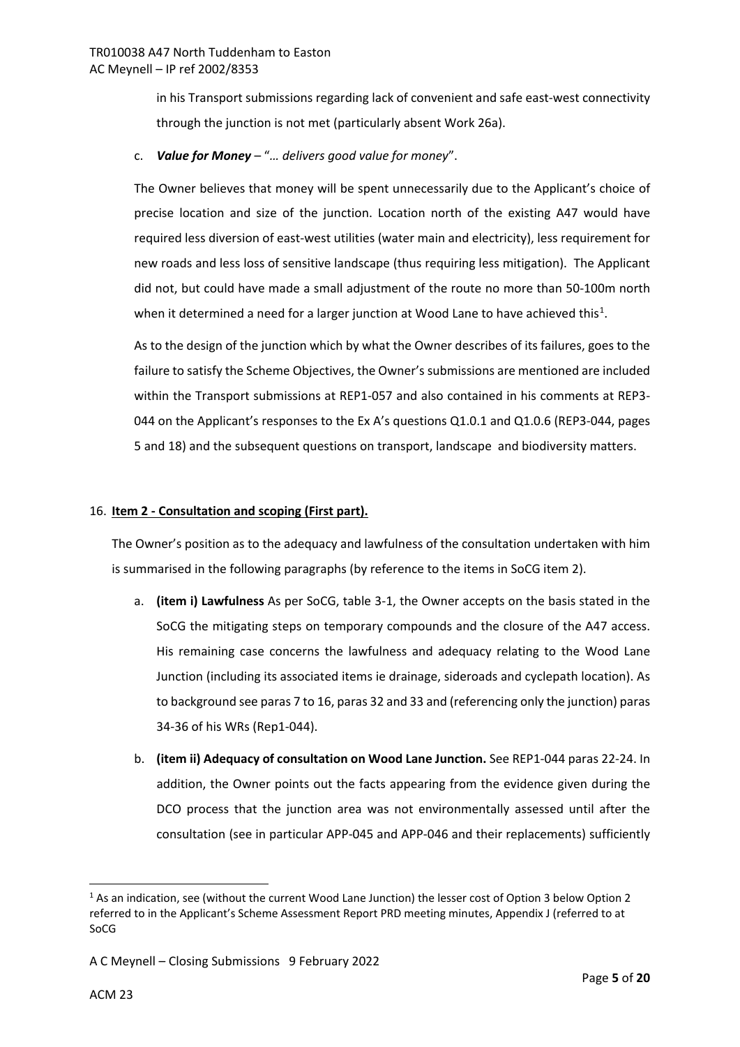in his Transport submissions regarding lack of convenient and safe east-west connectivity through the junction is not met (particularly absent Work 26a).

c. ***Value for Money*** – "*… delivers good value for money*".

The Owner believes that money will be spent unnecessarily due to the Applicant's choice of precise location and size of the junction. Location north of the existing A47 would have required less diversion of east-west utilities (water main and electricity), less requirement for new roads and less loss of sensitive landscape (thus requiring less mitigation). The Applicant did not, but could have made a small adjustment of the route no more than 50-100m north when it determined a need for a larger junction at Wood Lane to have achieved this[1].

As to the design of the junction which by what the Owner describes of its failures, goes to the failure to satisfy the Scheme Objectives, the Owner's submissions are mentioned are included within the Transport submissions at REP1-057 and also contained in his comments at REP3-044 on the Applicant's responses to the Ex A's questions Q1.0.1 and Q1.0.6 (REP3-044, pages 5 and 18) and the subsequent questions on transport, landscape and biodiversity matters.

16. **Item 2 - Consultation and scoping (First part).**

The Owner's position as to the adequacy and lawfulness of the consultation undertaken with him is summarised in the following paragraphs (by reference to the items in SoCG item 2).

a. **(item i) Lawfulness** As per SoCG, table 3-1, the Owner accepts on the basis stated in the SoCG the mitigating steps on temporary compounds and the closure of the A47 access. His remaining case concerns the lawfulness and adequacy relating to the Wood Lane Junction (including its associated items ie drainage, sideroads and cyclepath location). As to background see paras 7 to 16, paras 32 and 33 and (referencing only the junction) paras 34-36 of his WRs (Rep1-044).

b. **(item ii) Adequacy of consultation on Wood Lane Junction.** See REP1-044 paras 22-24. In addition, the Owner points out the facts appearing from the evidence given during the DCO process that the junction area was not environmentally assessed until after the consultation (see in particular APP-045 and APP-046 and their replacements) sufficiently

[1] As an indication, see (without the current Wood Lane Junction) the lesser cost of Option 3 below Option 2 referred to in the Applicant's Scheme Assessment Report PRD meeting minutes, Appendix J (referred to at SoCG

A C Meynell – Closing Submissions 9 February 2022

ACM 23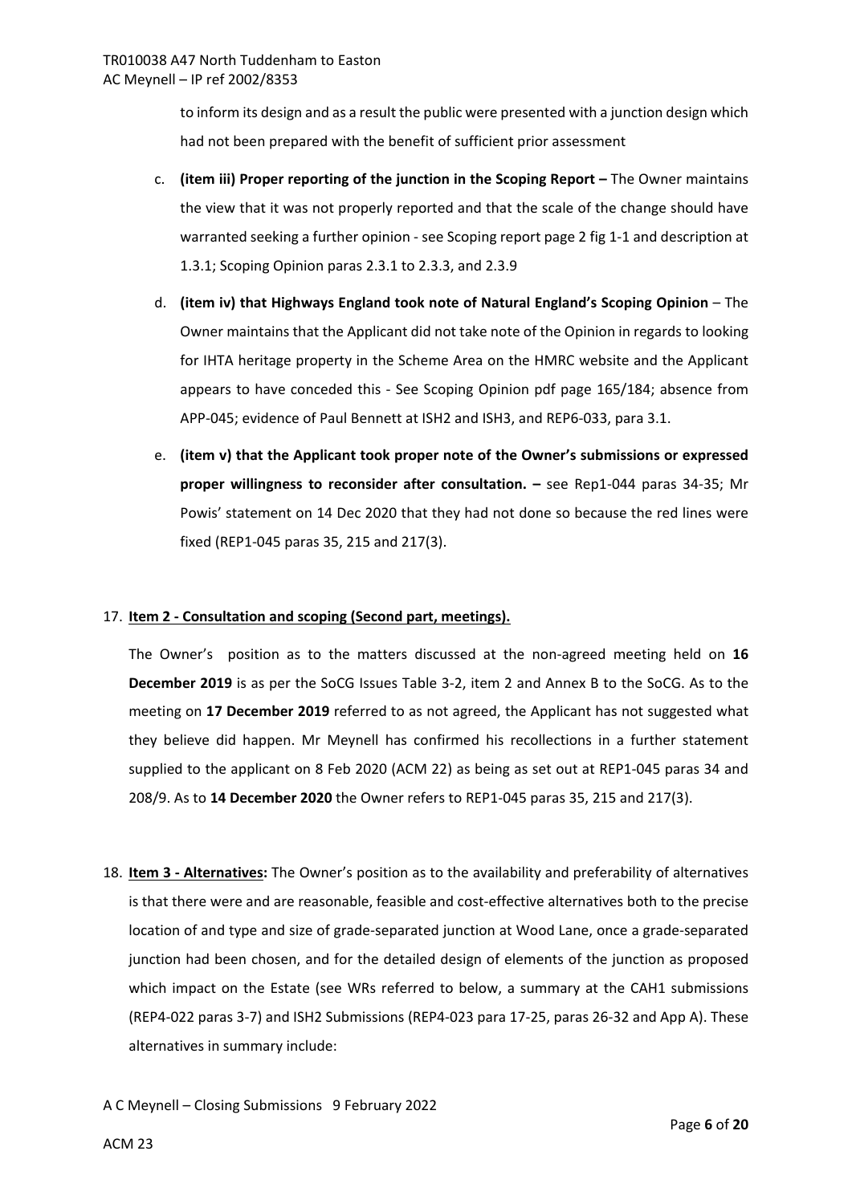to inform its design and as a result the public were presented with a junction design which had not been prepared with the benefit of sufficient prior assessment

c. **(item iii) Proper reporting of the junction in the Scoping Report –** The Owner maintains the view that it was not properly reported and that the scale of the change should have warranted seeking a further opinion - see Scoping report page 2 fig 1-1 and description at 1.3.1; Scoping Opinion paras 2.3.1 to 2.3.3, and 2.3.9

d. **(item iv) that Highways England took note of Natural England's Scoping Opinion** – The Owner maintains that the Applicant did not take note of the Opinion in regards to looking for IHTA heritage property in the Scheme Area on the HMRC website and the Applicant appears to have conceded this - See Scoping Opinion pdf page 165/184; absence from APP-045; evidence of Paul Bennett at ISH2 and ISH3, and REP6-033, para 3.1.

e. **(item v) that the Applicant took proper note of the Owner's submissions or expressed proper willingness to reconsider after consultation. –** see Rep1-044 paras 34-35; Mr Powis' statement on 14 Dec 2020 that they had not done so because the red lines were fixed (REP1-045 paras 35, 215 and 217(3).

17. **Item 2 - Consultation and scoping (Second part, meetings).**

The Owner's position as to the matters discussed at the non-agreed meeting held on **16 December 2019** is as per the SoCG Issues Table 3-2, item 2 and Annex B to the SoCG. As to the meeting on **17 December 2019** referred to as not agreed, the Applicant has not suggested what they believe did happen. Mr Meynell has confirmed his recollections in a further statement supplied to the applicant on 8 Feb 2020 (ACM 22) as being as set out at REP1-045 paras 34 and 208/9. As to **14 December 2020** the Owner refers to REP1-045 paras 35, 215 and 217(3).

18. **Item 3 - Alternatives:** The Owner's position as to the availability and preferability of alternatives is that there were and are reasonable, feasible and cost-effective alternatives both to the precise location of and type and size of grade-separated junction at Wood Lane, once a grade-separated junction had been chosen, and for the detailed design of elements of the junction as proposed which impact on the Estate (see WRs referred to below, a summary at the CAH1 submissions (REP4-022 paras 3-7) and ISH2 Submissions (REP4-023 para 17-25, paras 26-32 and App A). These alternatives in summary include: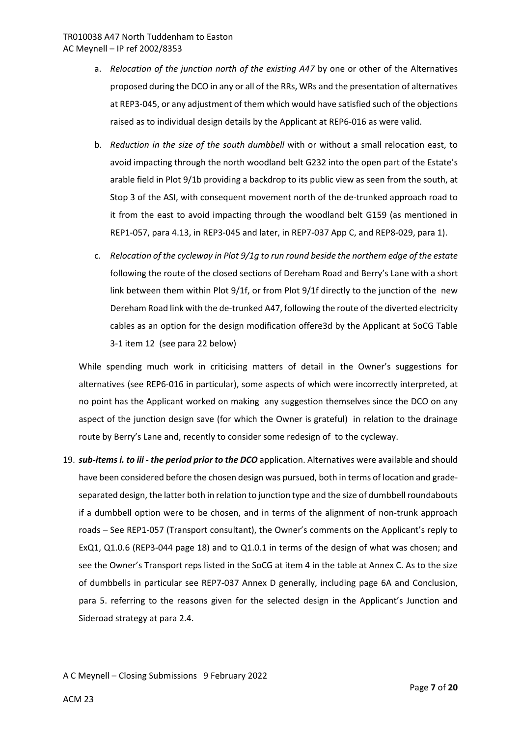a. *Relocation of the junction north of the existing A47* by one or other of the Alternatives proposed during the DCO in any or all of the RRs, WRs and the presentation of alternatives at REP3-045, or any adjustment of them which would have satisfied such of the objections raised as to individual design details by the Applicant at REP6-016 as were valid.

b. *Reduction in the size of the south dumbbell* with or without a small relocation east, to avoid impacting through the north woodland belt G232 into the open part of the Estate's arable field in Plot 9/1b providing a backdrop to its public view as seen from the south, at Stop 3 of the ASI, with consequent movement north of the de-trunked approach road to it from the east to avoid impacting through the woodland belt G159 (as mentioned in REP1-057, para 4.13, in REP3-045 and later, in REP7-037 App C, and REP8-029, para 1).

c. *Relocation of the cycleway in Plot 9/1g to run round beside the northern edge of the estate* following the route of the closed sections of Dereham Road and Berry's Lane with a short link between them within Plot 9/1f, or from Plot 9/1f directly to the junction of the new Dereham Road link with the de-trunked A47, following the route of the diverted electricity cables as an option for the design modification offere3d by the Applicant at SoCG Table 3-1 item 12 (see para 22 below)

While spending much work in criticising matters of detail in the Owner's suggestions for alternatives (see REP6-016 in particular), some aspects of which were incorrectly interpreted, at no point has the Applicant worked on making any suggestion themselves since the DCO on any aspect of the junction design save (for which the Owner is grateful) in relation to the drainage route by Berry's Lane and, recently to consider some redesign of to the cycleway.

19. ***sub-items i. to iii - the period prior to the DCO*** application. Alternatives were available and should have been considered before the chosen design was pursued, both in terms of location and grade-separated design, the latter both in relation to junction type and the size of dumbbell roundabouts if a dumbbell option were to be chosen, and in terms of the alignment of non-trunk approach roads – See REP1-057 (Transport consultant), the Owner's comments on the Applicant's reply to ExQ1, Q1.0.6 (REP3-044 page 18) and to Q1.0.1 in terms of the design of what was chosen; and see the Owner's Transport reps listed in the SoCG at item 4 in the table at Annex C. As to the size of dumbbells in particular see REP7-037 Annex D generally, including page 6A and Conclusion, para 5. referring to the reasons given for the selected design in the Applicant's Junction and Sideroad strategy at para 2.4.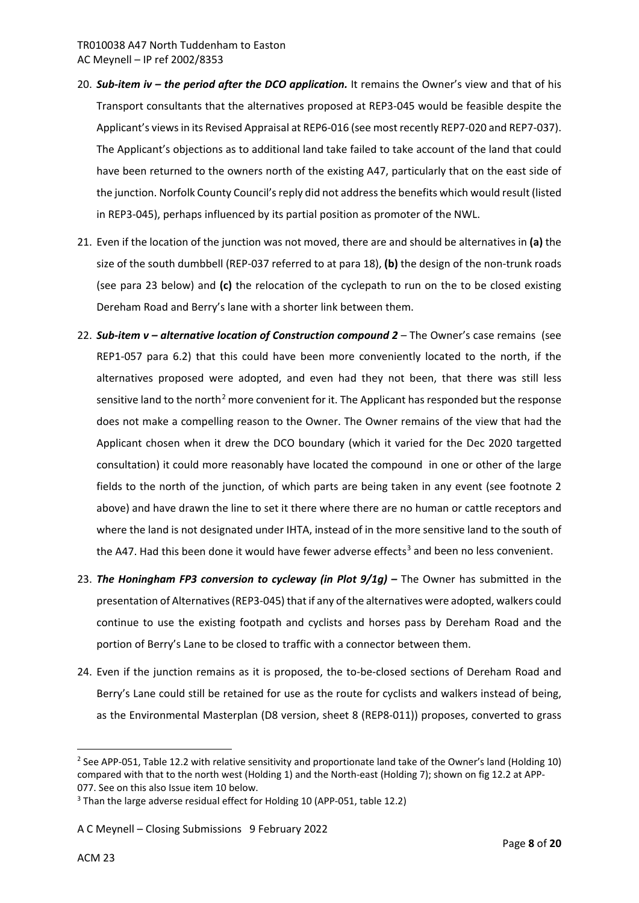20. ***Sub-item iv – the period after the DCO application.*** It remains the Owner's view and that of his Transport consultants that the alternatives proposed at REP3-045 would be feasible despite the Applicant's views in its Revised Appraisal at REP6-016 (see most recently REP7-020 and REP7-037). The Applicant's objections as to additional land take failed to take account of the land that could have been returned to the owners north of the existing A47, particularly that on the east side of the junction. Norfolk County Council's reply did not address the benefits which would result (listed in REP3-045), perhaps influenced by its partial position as promoter of the NWL.

21. Even if the location of the junction was not moved, there are and should be alternatives in **(a)** the size of the south dumbbell (REP-037 referred to at para 18), **(b)** the design of the non-trunk roads (see para 23 below) and **(c)** the relocation of the cyclepath to run on the to be closed existing Dereham Road and Berry's lane with a shorter link between them.

22. ***Sub-item v – alternative location of Construction compound 2*** – The Owner's case remains (see REP1-057 para 6.2) that this could have been more conveniently located to the north, if the alternatives proposed were adopted, and even had they not been, that there was still less sensitive land to the north[2] more convenient for it. The Applicant has responded but the response does not make a compelling reason to the Owner. The Owner remains of the view that had the Applicant chosen when it drew the DCO boundary (which it varied for the Dec 2020 targetted consultation) it could more reasonably have located the compound in one or other of the large fields to the north of the junction, of which parts are being taken in any event (see footnote 2 above) and have drawn the line to set it there where there are no human or cattle receptors and where the land is not designated under IHTA, instead of in the more sensitive land to the south of the A47. Had this been done it would have fewer adverse effects[3] and been no less convenient.

23. ***The Honingham FP3 conversion to cycleway (in Plot 9/1g) –*** The Owner has submitted in the presentation of Alternatives (REP3-045) that if any of the alternatives were adopted, walkers could continue to use the existing footpath and cyclists and horses pass by Dereham Road and the portion of Berry's Lane to be closed to traffic with a connector between them.

24. Even if the junction remains as it is proposed, the to-be-closed sections of Dereham Road and Berry's Lane could still be retained for use as the route for cyclists and walkers instead of being, as the Environmental Masterplan (D8 version, sheet 8 (REP8-011)) proposes, converted to grass

---

[2] See APP-051, Table 12.2 with relative sensitivity and proportionate land take of the Owner's land (Holding 10) compared with that to the north west (Holding 1) and the North-east (Holding 7); shown on fig 12.2 at APP-077. See on this also Issue item 10 below.

[3] Than the large adverse residual effect for Holding 10 (APP-051, table 12.2)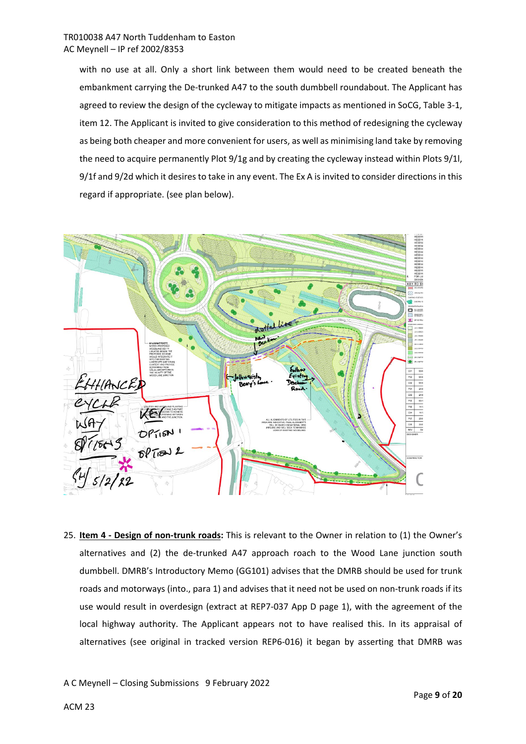with no use at all. Only a short link between them would need to be created beneath the embankment carrying the De-trunked A47 to the south dumbbell roundabout. The Applicant has agreed to review the design of the cycleway to mitigate impacts as mentioned in SoCG, Table 3-1, item 12. The Applicant is invited to give consideration to this method of redesigning the cycleway as being both cheaper and more convenient for users, as well as minimising land take by removing the need to acquire permanently Plot 9/1g and by creating the cycleway instead within Plots 9/1l, 9/1f and 9/2d which it desires to take in any event. The Ex A is invited to consider directions in this regard if appropriate. (see plan below).

25. **Item 4 - Design of non-trunk roads:** This is relevant to the Owner in relation to (1) the Owner's alternatives and (2) the de-trunked A47 approach roach to the Wood Lane junction south dumbbell. DMRB's Introductory Memo (GG101) advises that the DMRB should be used for trunk roads and motorways (into., para 1) and advises that it need not be used on non-trunk roads if its use would result in overdesign (extract at REP7-037 App D page 1), with the agreement of the local highway authority. The Applicant appears not to have realised this. In its appraisal of alternatives (see original in tracked version REP6-016) it began by asserting that DMRB was

A C Meynell – Closing Submissions 9 February 2022

ACM 23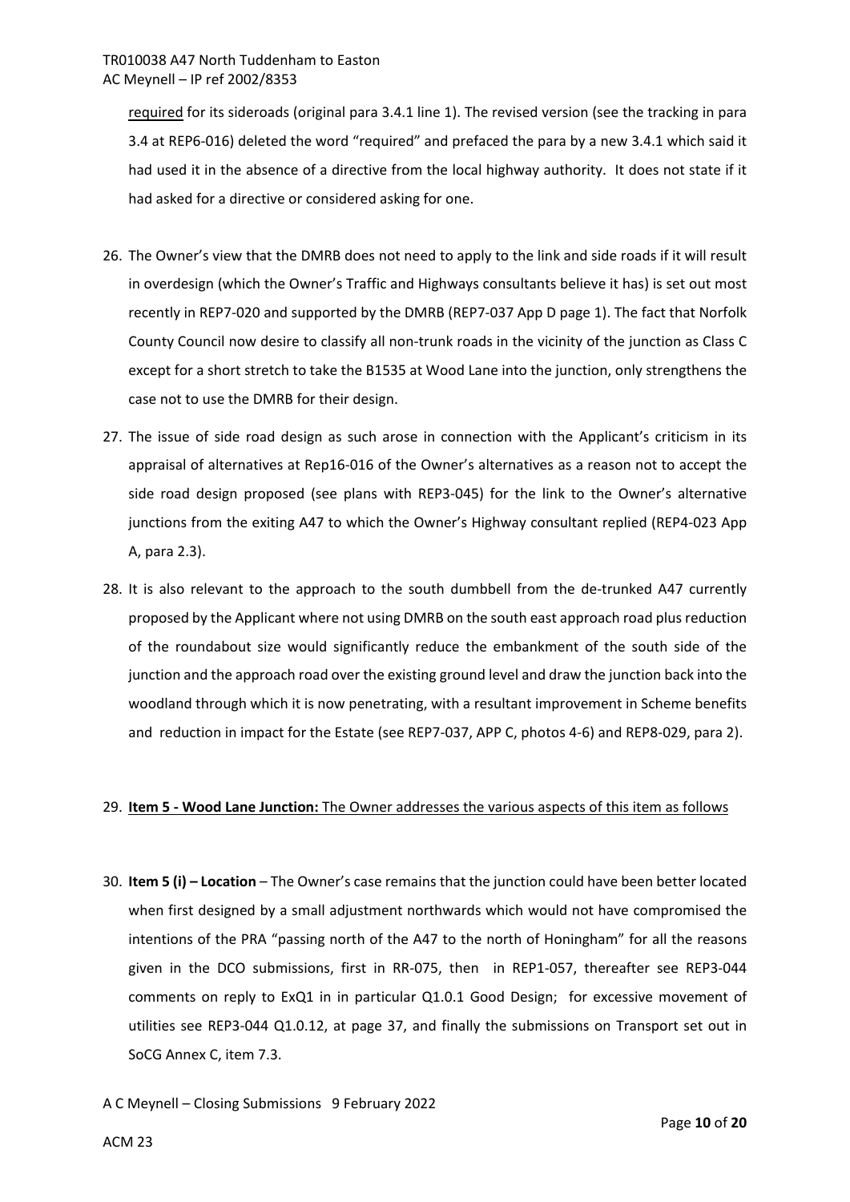required for its sideroads (original para 3.4.1 line 1). The revised version (see the tracking in para 3.4 at REP6-016) deleted the word "required" and prefaced the para by a new 3.4.1 which said it had used it in the absence of a directive from the local highway authority. It does not state if it had asked for a directive or considered asking for one.

26. The Owner's view that the DMRB does not need to apply to the link and side roads if it will result in overdesign (which the Owner's Traffic and Highways consultants believe it has) is set out most recently in REP7-020 and supported by the DMRB (REP7-037 App D page 1). The fact that Norfolk County Council now desire to classify all non-trunk roads in the vicinity of the junction as Class C except for a short stretch to take the B1535 at Wood Lane into the junction, only strengthens the case not to use the DMRB for their design.

27. The issue of side road design as such arose in connection with the Applicant's criticism in its appraisal of alternatives at Rep16-016 of the Owner's alternatives as a reason not to accept the side road design proposed (see plans with REP3-045) for the link to the Owner's alternative junctions from the exiting A47 to which the Owner's Highway consultant replied (REP4-023 App A, para 2.3).

28. It is also relevant to the approach to the south dumbbell from the de-trunked A47 currently proposed by the Applicant where not using DMRB on the south east approach road plus reduction of the roundabout size would significantly reduce the embankment of the south side of the junction and the approach road over the existing ground level and draw the junction back into the woodland through which it is now penetrating, with a resultant improvement in Scheme benefits and reduction in impact for the Estate (see REP7-037, APP C, photos 4-6) and REP8-029, para 2).

29. **Item 5 - Wood Lane Junction:** <u>The Owner addresses the various aspects of this item as follows</u>

30. **Item 5 (i) – Location** – The Owner's case remains that the junction could have been better located when first designed by a small adjustment northwards which would not have compromised the intentions of the PRA "passing north of the A47 to the north of Honingham" for all the reasons given in the DCO submissions, first in RR-075, then in REP1-057, thereafter see REP3-044 comments on reply to ExQ1 in in particular Q1.0.1 Good Design; for excessive movement of utilities see REP3-044 Q1.0.12, at page 37, and finally the submissions on Transport set out in SoCG Annex C, item 7.3.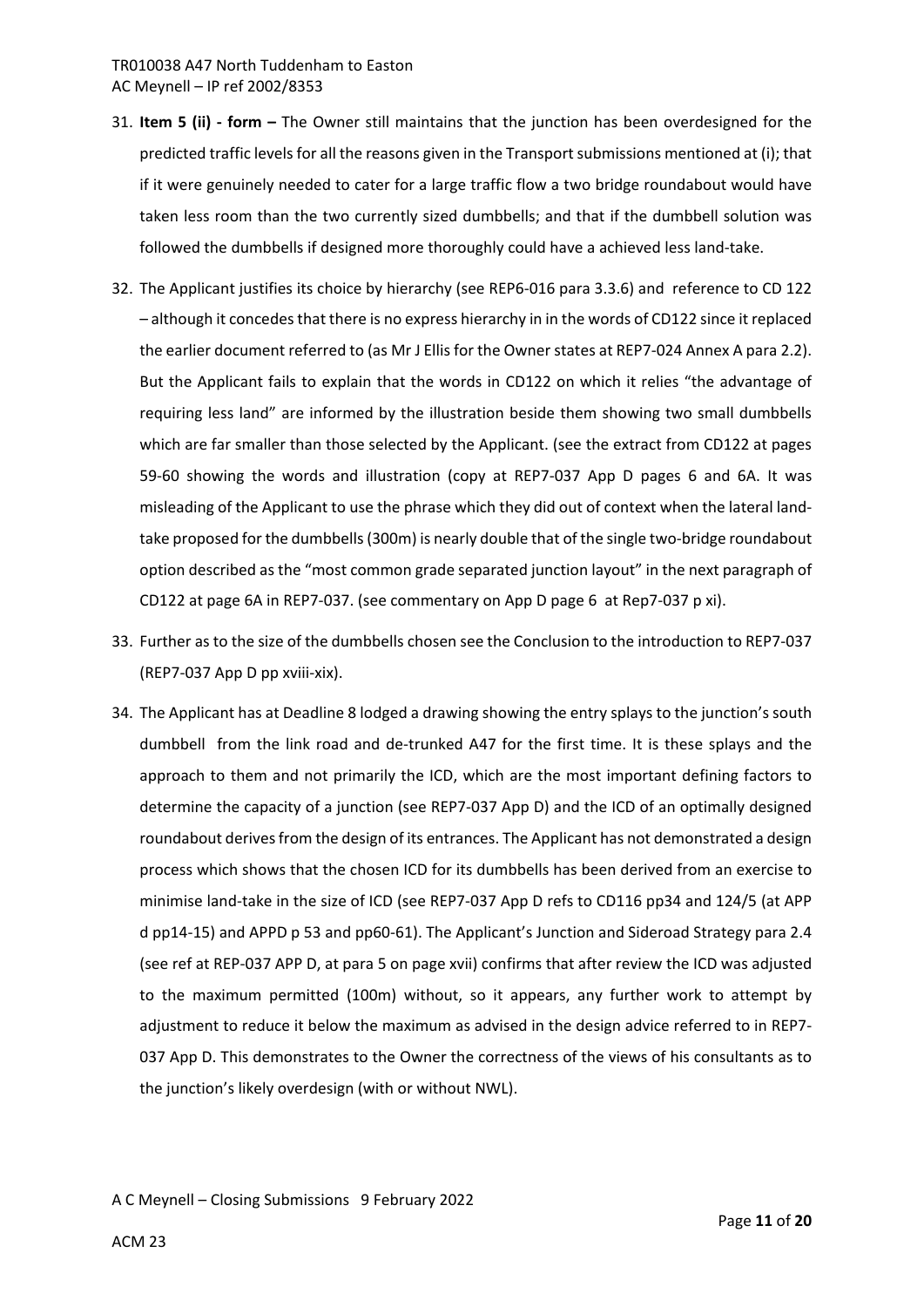31. **Item 5 (ii) - form –** The Owner still maintains that the junction has been overdesigned for the predicted traffic levels for all the reasons given in the Transport submissions mentioned at (i); that if it were genuinely needed to cater for a large traffic flow a two bridge roundabout would have taken less room than the two currently sized dumbbells; and that if the dumbbell solution was followed the dumbbells if designed more thoroughly could have a achieved less land-take.

32. The Applicant justifies its choice by hierarchy (see REP6-016 para 3.3.6) and reference to CD 122 – although it concedes that there is no express hierarchy in in the words of CD122 since it replaced the earlier document referred to (as Mr J Ellis for the Owner states at REP7-024 Annex A para 2.2). But the Applicant fails to explain that the words in CD122 on which it relies "the advantage of requiring less land" are informed by the illustration beside them showing two small dumbbells which are far smaller than those selected by the Applicant. (see the extract from CD122 at pages 59-60 showing the words and illustration (copy at REP7-037 App D pages 6 and 6A. It was misleading of the Applicant to use the phrase which they did out of context when the lateral land-take proposed for the dumbbells (300m) is nearly double that of the single two-bridge roundabout option described as the "most common grade separated junction layout" in the next paragraph of CD122 at page 6A in REP7-037. (see commentary on App D page 6 at Rep7-037 p xi).

33. Further as to the size of the dumbbells chosen see the Conclusion to the introduction to REP7-037 (REP7-037 App D pp xviii-xix).

34. The Applicant has at Deadline 8 lodged a drawing showing the entry splays to the junction's south dumbbell from the link road and de-trunked A47 for the first time. It is these splays and the approach to them and not primarily the ICD, which are the most important defining factors to determine the capacity of a junction (see REP7-037 App D) and the ICD of an optimally designed roundabout derives from the design of its entrances. The Applicant has not demonstrated a design process which shows that the chosen ICD for its dumbbells has been derived from an exercise to minimise land-take in the size of ICD (see REP7-037 App D refs to CD116 pp34 and 124/5 (at APP d pp14-15) and APPD p 53 and pp60-61). The Applicant's Junction and Sideroad Strategy para 2.4 (see ref at REP-037 APP D, at para 5 on page xvii) confirms that after review the ICD was adjusted to the maximum permitted (100m) without, so it appears, any further work to attempt by adjustment to reduce it below the maximum as advised in the design advice referred to in REP7-037 App D. This demonstrates to the Owner the correctness of the views of his consultants as to the junction's likely overdesign (with or without NWL).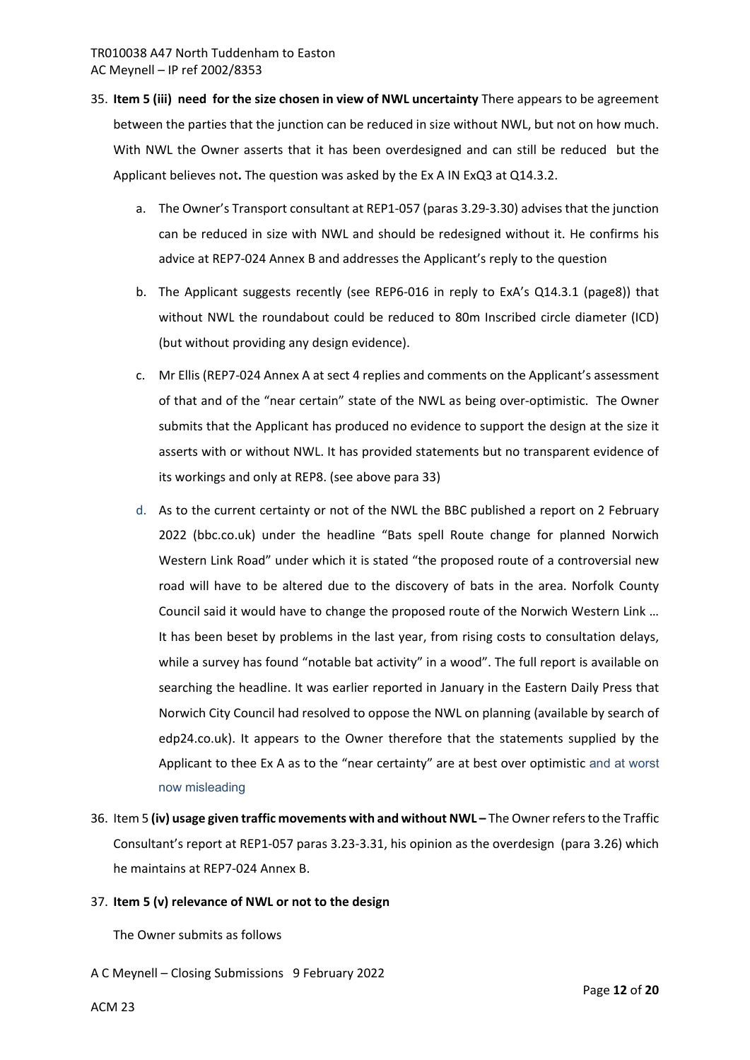35. **Item 5 (iii) need for the size chosen in view of NWL uncertainty** There appears to be agreement between the parties that the junction can be reduced in size without NWL, but not on how much. With NWL the Owner asserts that it has been overdesigned and can still be reduced but the Applicant believes not**.** The question was asked by the Ex A IN ExQ3 at Q14.3.2.

    a. The Owner's Transport consultant at REP1-057 (paras 3.29-3.30) advises that the junction can be reduced in size with NWL and should be redesigned without it. He confirms his advice at REP7-024 Annex B and addresses the Applicant's reply to the question

    b. The Applicant suggests recently (see REP6-016 in reply to ExA's Q14.3.1 (page8)) that without NWL the roundabout could be reduced to 80m Inscribed circle diameter (ICD) (but without providing any design evidence).

    c. Mr Ellis (REP7-024 Annex A at sect 4 replies and comments on the Applicant's assessment of that and of the "near certain" state of the NWL as being over-optimistic. The Owner submits that the Applicant has produced no evidence to support the design at the size it asserts with or without NWL. It has provided statements but no transparent evidence of its workings and only at REP8. (see above para 33)

    d. As to the current certainty or not of the NWL the BBC published a report on 2 February 2022 (bbc.co.uk) under the headline "Bats spell Route change for planned Norwich Western Link Road" under which it is stated "the proposed route of a controversial new road will have to be altered due to the discovery of bats in the area. Norfolk County Council said it would have to change the proposed route of the Norwich Western Link … It has been beset by problems in the last year, from rising costs to consultation delays, while a survey has found "notable bat activity" in a wood". The full report is available on searching the headline. It was earlier reported in January in the Eastern Daily Press that Norwich City Council had resolved to oppose the NWL on planning (available by search of edp24.co.uk). It appears to the Owner therefore that the statements supplied by the Applicant to thee Ex A as to the "near certainty" are at best over optimistic and at worst now misleading

36. Item 5 **(iv) usage given traffic movements with and without NWL –** The Owner refers to the Traffic Consultant's report at REP1-057 paras 3.23-3.31, his opinion as the overdesign (para 3.26) which he maintains at REP7-024 Annex B.

37. **Item 5 (v) relevance of NWL or not to the design**

    The Owner submits as follows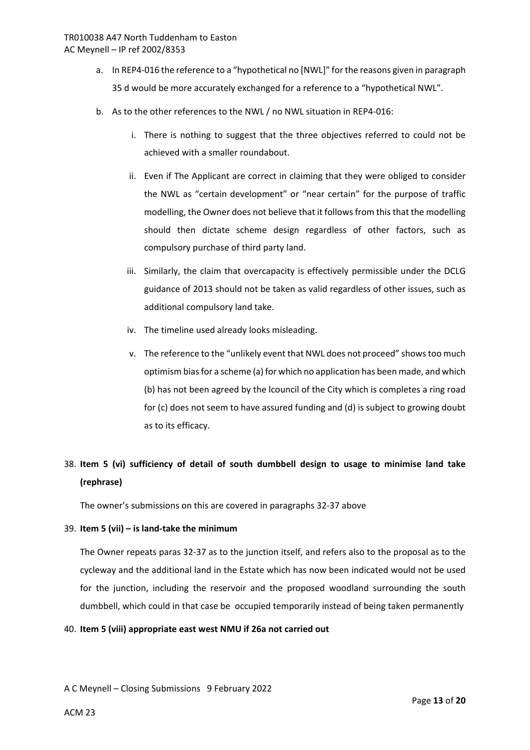a. In REP4-016 the reference to a "hypothetical no [NWL]" for the reasons given in paragraph 35 d would be more accurately exchanged for a reference to a "hypothetical NWL".

b. As to the other references to the NWL / no NWL situation in REP4-016:

   i. There is nothing to suggest that the three objectives referred to could not be achieved with a smaller roundabout.

   ii. Even if The Applicant are correct in claiming that they were obliged to consider the NWL as "certain development" or "near certain" for the purpose of traffic modelling, the Owner does not believe that it follows from this that the modelling should then dictate scheme design regardless of other factors, such as compulsory purchase of third party land.

   iii. Similarly, the claim that overcapacity is effectively permissible under the DCLG guidance of 2013 should not be taken as valid regardless of other issues, such as additional compulsory land take.

   iv. The timeline used already looks misleading.

   v. The reference to the "unlikely event that NWL does not proceed" shows too much optimism bias for a scheme (a) for which no application has been made, and which (b) has not been agreed by the lcouncil of the City which is completes a ring road for (c) does not seem to have assured funding and (d) is subject to growing doubt as to its efficacy.

38. **Item 5 (vi) sufficiency of detail of south dumbbell design to usage to minimise land take (rephrase)**

    The owner's submissions on this are covered in paragraphs 32-37 above

39. **Item 5 (vii) – is land-take the minimum**

    The Owner repeats paras 32-37 as to the junction itself, and refers also to the proposal as to the cycleway and the additional land in the Estate which has now been indicated would not be used for the junction, including the reservoir and the proposed woodland surrounding the south dumbbell, which could in that case be occupied temporarily instead of being taken permanently

40. **Item 5 (viii) appropriate east west NMU if 26a not carried out**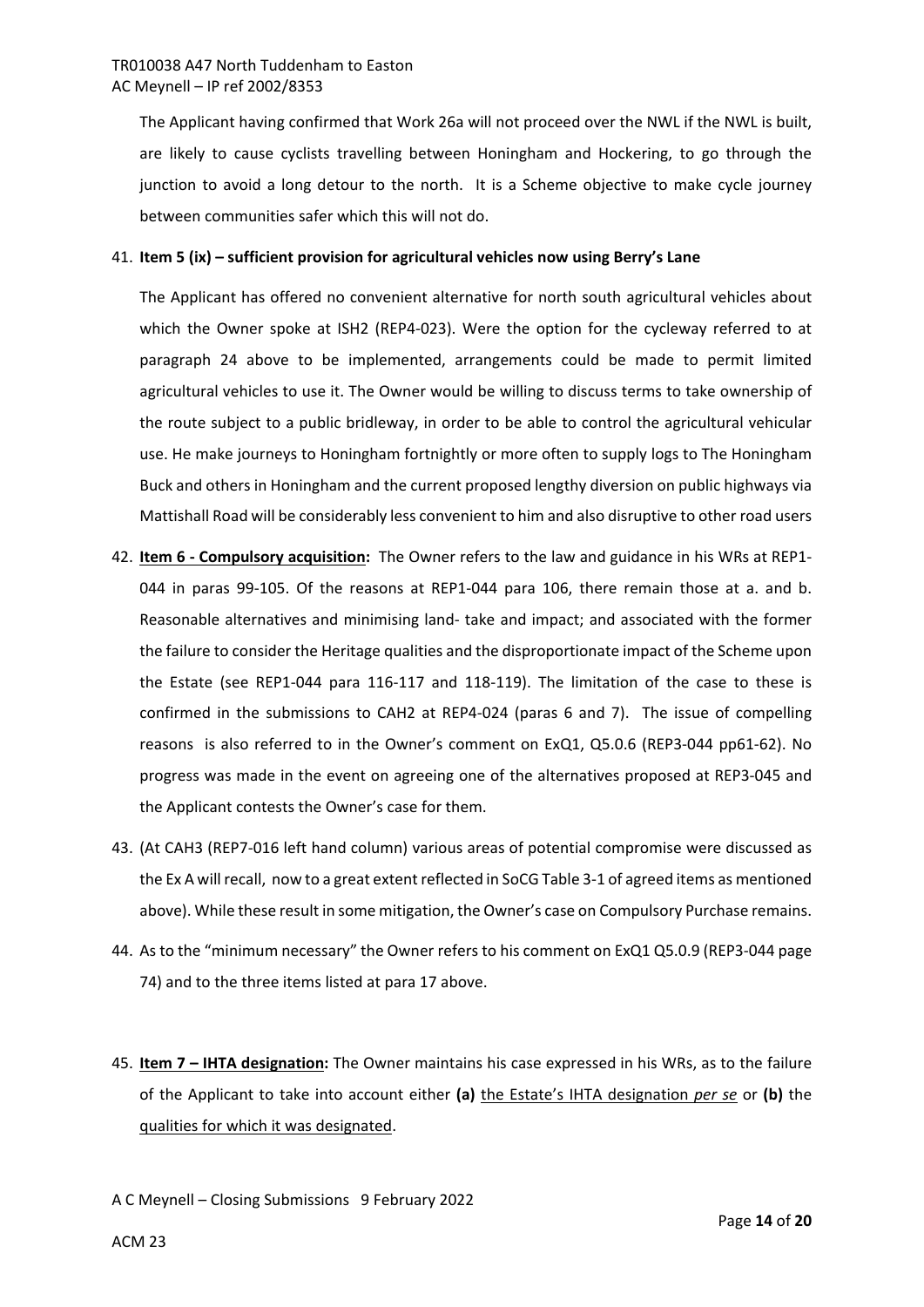The Applicant having confirmed that Work 26a will not proceed over the NWL if the NWL is built, are likely to cause cyclists travelling between Honingham and Hockering, to go through the junction to avoid a long detour to the north. It is a Scheme objective to make cycle journey between communities safer which this will not do.

41. **Item 5 (ix) – sufficient provision for agricultural vehicles now using Berry's Lane**

   The Applicant has offered no convenient alternative for north south agricultural vehicles about which the Owner spoke at ISH2 (REP4-023). Were the option for the cycleway referred to at paragraph 24 above to be implemented, arrangements could be made to permit limited agricultural vehicles to use it. The Owner would be willing to discuss terms to take ownership of the route subject to a public bridleway, in order to be able to control the agricultural vehicular use. He make journeys to Honingham fortnightly or more often to supply logs to The Honingham Buck and others in Honingham and the current proposed lengthy diversion on public highways via Mattishall Road will be considerably less convenient to him and also disruptive to other road users

42. **<u>Item 6 - Compulsory acquisition</u>:** The Owner refers to the law and guidance in his WRs at REP1-044 in paras 99-105. Of the reasons at REP1-044 para 106, there remain those at a. and b. Reasonable alternatives and minimising land- take and impact; and associated with the former the failure to consider the Heritage qualities and the disproportionate impact of the Scheme upon the Estate (see REP1-044 para 116-117 and 118-119). The limitation of the case to these is confirmed in the submissions to CAH2 at REP4-024 (paras 6 and 7). The issue of compelling reasons is also referred to in the Owner's comment on ExQ1, Q5.0.6 (REP3-044 pp61-62). No progress was made in the event on agreeing one of the alternatives proposed at REP3-045 and the Applicant contests the Owner's case for them.

43. (At CAH3 (REP7-016 left hand column) various areas of potential compromise were discussed as the Ex A will recall, now to a great extent reflected in SoCG Table 3-1 of agreed items as mentioned above). While these result in some mitigation, the Owner's case on Compulsory Purchase remains.

44. As to the "minimum necessary" the Owner refers to his comment on ExQ1 Q5.0.9 (REP3-044 page 74) and to the three items listed at para 17 above.

45. **<u>Item 7 – IHTA designation</u>:** The Owner maintains his case expressed in his WRs, as to the failure of the Applicant to take into account either **(a)** <u>the Estate's IHTA designation *per se*</u> or **(b)** the <u>qualities for which it was designated</u>.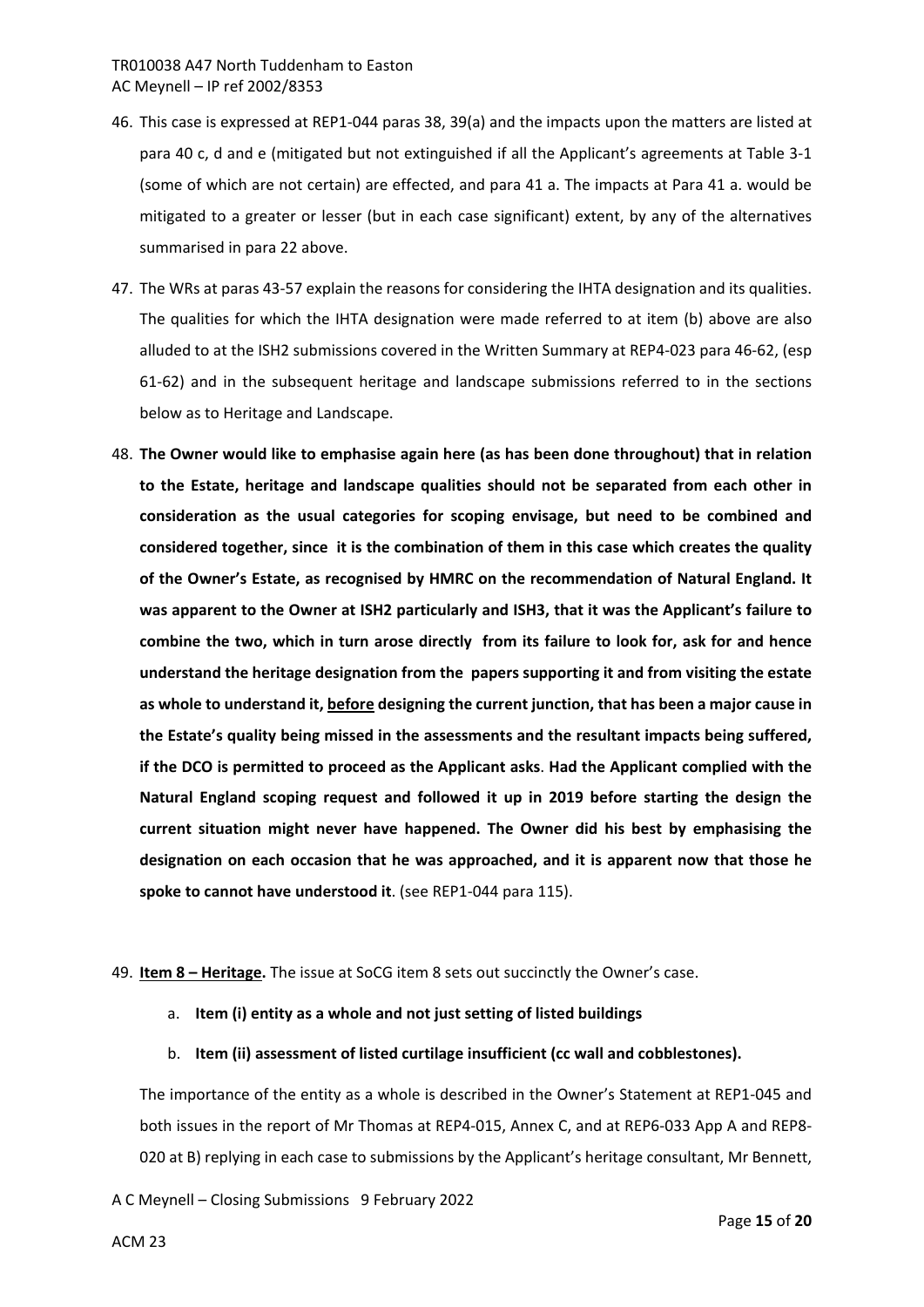46. This case is expressed at REP1-044 paras 38, 39(a) and the impacts upon the matters are listed at para 40 c, d and e (mitigated but not extinguished if all the Applicant's agreements at Table 3-1 (some of which are not certain) are effected, and para 41 a. The impacts at Para 41 a. would be mitigated to a greater or lesser (but in each case significant) extent, by any of the alternatives summarised in para 22 above.

47. The WRs at paras 43-57 explain the reasons for considering the IHTA designation and its qualities. The qualities for which the IHTA designation were made referred to at item (b) above are also alluded to at the ISH2 submissions covered in the Written Summary at REP4-023 para 46-62, (esp 61-62) and in the subsequent heritage and landscape submissions referred to in the sections below as to Heritage and Landscape.

48. **The Owner would like to emphasise again here (as has been done throughout) that in relation to the Estate, heritage and landscape qualities should not be separated from each other in consideration as the usual categories for scoping envisage, but need to be combined and considered together, since it is the combination of them in this case which creates the quality of the Owner's Estate, as recognised by HMRC on the recommendation of Natural England. It was apparent to the Owner at ISH2 particularly and ISH3, that it was the Applicant's failure to combine the two, which in turn arose directly from its failure to look for, ask for and hence understand the heritage designation from the papers supporting it and from visiting the estate as whole to understand it, <u>before</u> designing the current junction, that has been a major cause in the Estate's quality being missed in the assessments and the resultant impacts being suffered, if the DCO is permitted to proceed as the Applicant asks**. **Had the Applicant complied with the Natural England scoping request and followed it up in 2019 before starting the design the current situation might never have happened. The Owner did his best by emphasising the designation on each occasion that he was approached, and it is apparent now that those he spoke to cannot have understood it**. (see REP1-044 para 115).

49. **<u>Item 8 – Heritage</u>.** The issue at SoCG item 8 sets out succinctly the Owner's case.

    a. **Item (i) entity as a whole and not just setting of listed buildings**

    b. **Item (ii) assessment of listed curtilage insufficient (cc wall and cobblestones).**

    The importance of the entity as a whole is described in the Owner's Statement at REP1-045 and both issues in the report of Mr Thomas at REP4-015, Annex C, and at REP6-033 App A and REP8-020 at B) replying in each case to submissions by the Applicant's heritage consultant, Mr Bennett,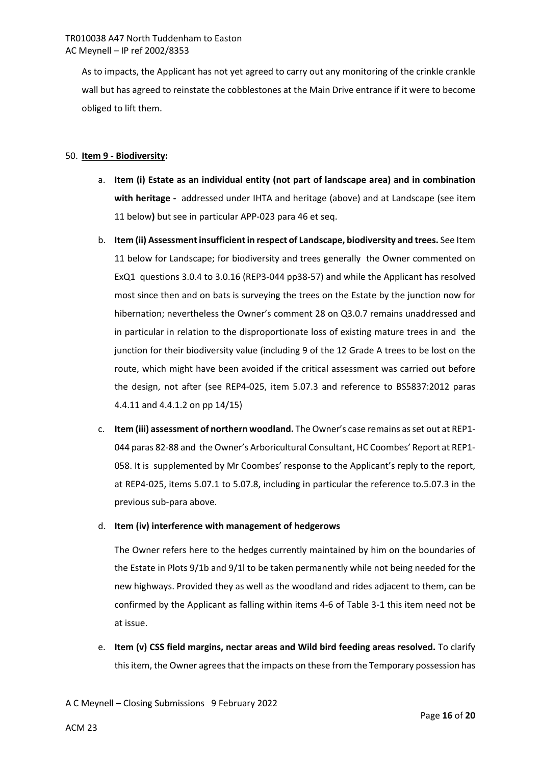As to impacts, the Applicant has not yet agreed to carry out any monitoring of the crinkle crankle wall but has agreed to reinstate the cobblestones at the Main Drive entrance if it were to become obliged to lift them.

50. **Item 9 - Biodiversity:**

    a. **Item (i) Estate as an individual entity (not part of landscape area) and in combination with heritage -** addressed under IHTA and heritage (above) and at Landscape (see item 11 below**)** but see in particular APP-023 para 46 et seq.

    b. **Item (ii) Assessment insufficient in respect of Landscape, biodiversity and trees.** See Item 11 below for Landscape; for biodiversity and trees generally the Owner commented on ExQ1 questions 3.0.4 to 3.0.16 (REP3-044 pp38-57) and while the Applicant has resolved most since then and on bats is surveying the trees on the Estate by the junction now for hibernation; nevertheless the Owner's comment 28 on Q3.0.7 remains unaddressed and in particular in relation to the disproportionate loss of existing mature trees in and the junction for their biodiversity value (including 9 of the 12 Grade A trees to be lost on the route, which might have been avoided if the critical assessment was carried out before the design, not after (see REP4-025, item 5.07.3 and reference to BS5837:2012 paras 4.4.11 and 4.4.1.2 on pp 14/15)

    c. **Item (iii) assessment of northern woodland.** The Owner's case remains as set out at REP1-044 paras 82-88 and the Owner's Arboricultural Consultant, HC Coombes' Report at REP1-058. It is supplemented by Mr Coombes' response to the Applicant's reply to the report, at REP4-025, items 5.07.1 to 5.07.8, including in particular the reference to.5.07.3 in the previous sub-para above.

    d. **Item (iv) interference with management of hedgerows**

       The Owner refers here to the hedges currently maintained by him on the boundaries of the Estate in Plots 9/1b and 9/1l to be taken permanently while not being needed for the new highways. Provided they as well as the woodland and rides adjacent to them, can be confirmed by the Applicant as falling within items 4-6 of Table 3-1 this item need not be at issue.

    e. **Item (v) CSS field margins, nectar areas and Wild bird feeding areas resolved.** To clarify this item, the Owner agrees that the impacts on these from the Temporary possession has

A C Meynell – Closing Submissions 9 February 2022

ACM 23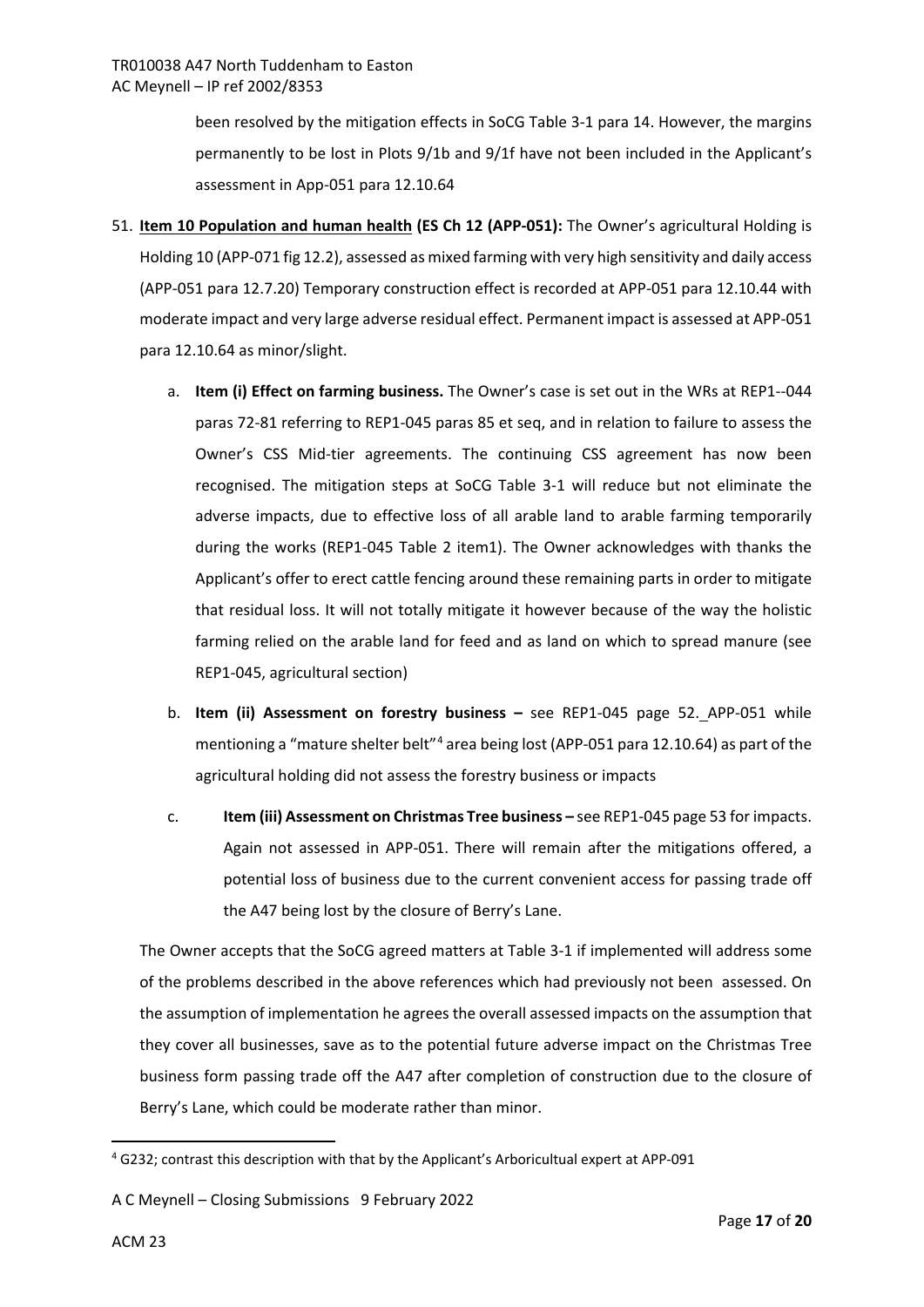been resolved by the mitigation effects in SoCG Table 3-1 para 14. However, the margins permanently to be lost in Plots 9/1b and 9/1f have not been included in the Applicant's assessment in App-051 para 12.10.64

51. **Item 10 Population and human health (ES Ch 12 (APP-051):** The Owner's agricultural Holding is Holding 10 (APP-071 fig 12.2), assessed as mixed farming with very high sensitivity and daily access (APP-051 para 12.7.20) Temporary construction effect is recorded at APP-051 para 12.10.44 with moderate impact and very large adverse residual effect. Permanent impact is assessed at APP-051 para 12.10.64 as minor/slight.

    a. **Item (i) Effect on farming business.** The Owner's case is set out in the WRs at REP1--044 paras 72-81 referring to REP1-045 paras 85 et seq, and in relation to failure to assess the Owner's CSS Mid-tier agreements. The continuing CSS agreement has now been recognised. The mitigation steps at SoCG Table 3-1 will reduce but not eliminate the adverse impacts, due to effective loss of all arable land to arable farming temporarily during the works (REP1-045 Table 2 item1). The Owner acknowledges with thanks the Applicant's offer to erect cattle fencing around these remaining parts in order to mitigate that residual loss. It will not totally mitigate it however because of the way the holistic farming relied on the arable land for feed and as land on which to spread manure (see REP1-045, agricultural section)

    b. **Item (ii) Assessment on forestry business –** see REP1-045 page 52. APP-051 while mentioning a "mature shelter belt"[4] area being lost (APP-051 para 12.10.64) as part of the agricultural holding did not assess the forestry business or impacts

    c. **Item (iii) Assessment on Christmas Tree business –** see REP1-045 page 53 for impacts. Again not assessed in APP-051. There will remain after the mitigations offered, a potential loss of business due to the current convenient access for passing trade off the A47 being lost by the closure of Berry's Lane.

The Owner accepts that the SoCG agreed matters at Table 3-1 if implemented will address some of the problems described in the above references which had previously not been assessed. On the assumption of implementation he agrees the overall assessed impacts on the assumption that they cover all businesses, save as to the potential future adverse impact on the Christmas Tree business form passing trade off the A47 after completion of construction due to the closure of Berry's Lane, which could be moderate rather than minor.

[4] G232; contrast this description with that by the Applicant's Arboricultual expert at APP-091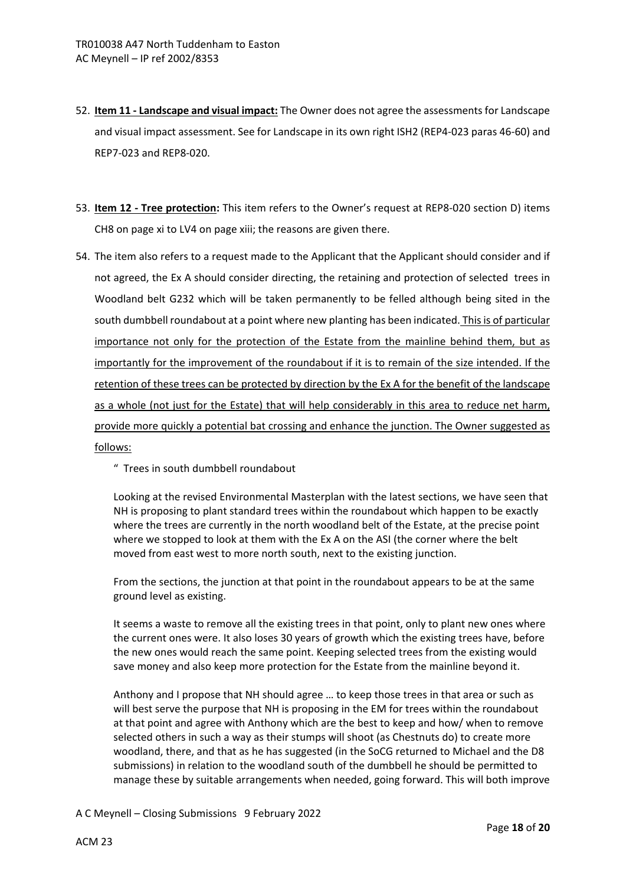52. **Item 11 - Landscape and visual impact:** The Owner does not agree the assessments for Landscape and visual impact assessment. See for Landscape in its own right ISH2 (REP4-023 paras 46-60) and REP7-023 and REP8-020.

53. **Item 12 - Tree protection:** This item refers to the Owner's request at REP8-020 section D) items CH8 on page xi to LV4 on page xiii; the reasons are given there.

54. The item also refers to a request made to the Applicant that the Applicant should consider and if not agreed, the Ex A should consider directing, the retaining and protection of selected trees in Woodland belt G232 which will be taken permanently to be felled although being sited in the south dumbbell roundabout at a point where new planting has been indicated. <u>This is of particular importance not only for the protection of the Estate from the mainline behind them, but as importantly for the improvement of the roundabout if it is to remain of the size intended. If the retention of these trees can be protected by direction by the Ex A for the benefit of the landscape as a whole (not just for the Estate) that will help considerably in this area to reduce net harm, provide more quickly a potential bat crossing and enhance the junction. The Owner suggested as follows:</u>

    " Trees in south dumbbell roundabout

    Looking at the revised Environmental Masterplan with the latest sections, we have seen that NH is proposing to plant standard trees within the roundabout which happen to be exactly where the trees are currently in the north woodland belt of the Estate, at the precise point where we stopped to look at them with the Ex A on the ASI (the corner where the belt moved from east west to more north south, next to the existing junction.

    From the sections, the junction at that point in the roundabout appears to be at the same ground level as existing.

    It seems a waste to remove all the existing trees in that point, only to plant new ones where the current ones were. It also loses 30 years of growth which the existing trees have, before the new ones would reach the same point. Keeping selected trees from the existing would save money and also keep more protection for the Estate from the mainline beyond it.

    Anthony and I propose that NH should agree … to keep those trees in that area or such as will best serve the purpose that NH is proposing in the EM for trees within the roundabout at that point and agree with Anthony which are the best to keep and how/ when to remove selected others in such a way as their stumps will shoot (as Chestnuts do) to create more woodland, there, and that as he has suggested (in the SoCG returned to Michael and the D8 submissions) in relation to the woodland south of the dumbbell he should be permitted to manage these by suitable arrangements when needed, going forward. This will both improve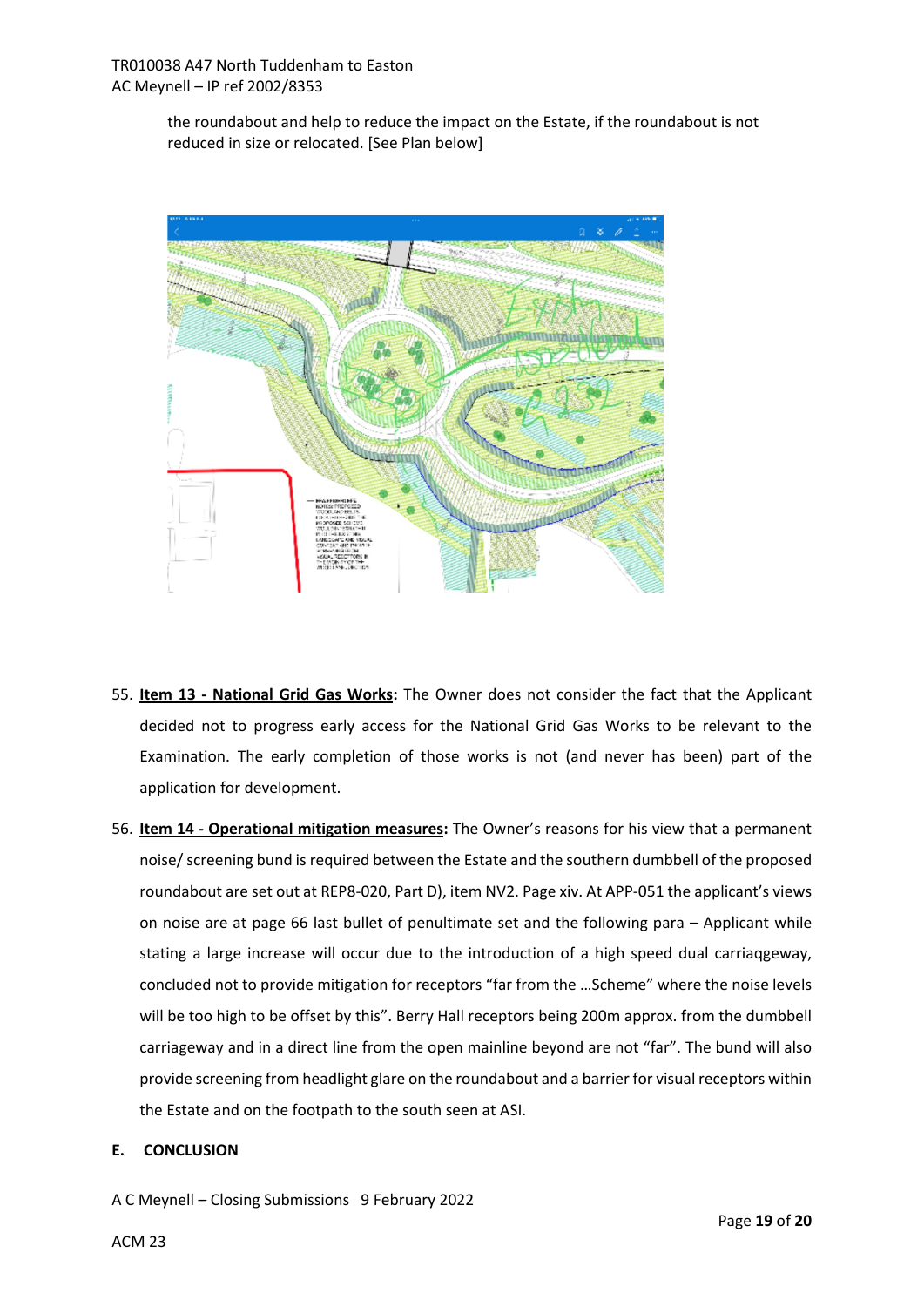the roundabout and help to reduce the impact on the Estate, if the roundabout is not reduced in size or relocated. [See Plan below]

55. **Item 13 - National Grid Gas Works:** The Owner does not consider the fact that the Applicant decided not to progress early access for the National Grid Gas Works to be relevant to the Examination. The early completion of those works is not (and never has been) part of the application for development.

56. **Item 14 - Operational mitigation measures:** The Owner's reasons for his view that a permanent noise/ screening bund is required between the Estate and the southern dumbbell of the proposed roundabout are set out at REP8-020, Part D), item NV2. Page xiv. At APP-051 the applicant's views on noise are at page 66 last bullet of penultimate set and the following para – Applicant while stating a large increase will occur due to the introduction of a high speed dual carriaqgeway, concluded not to provide mitigation for receptors "far from the …Scheme" where the noise levels will be too high to be offset by this". Berry Hall receptors being 200m approx. from the dumbbell carriageway and in a direct line from the open mainline beyond are not "far". The bund will also provide screening from headlight glare on the roundabout and a barrier for visual receptors within the Estate and on the footpath to the south seen at ASI.

## E. CONCLUSION

A C Meynell – Closing Submissions 9 February 2022

ACM 23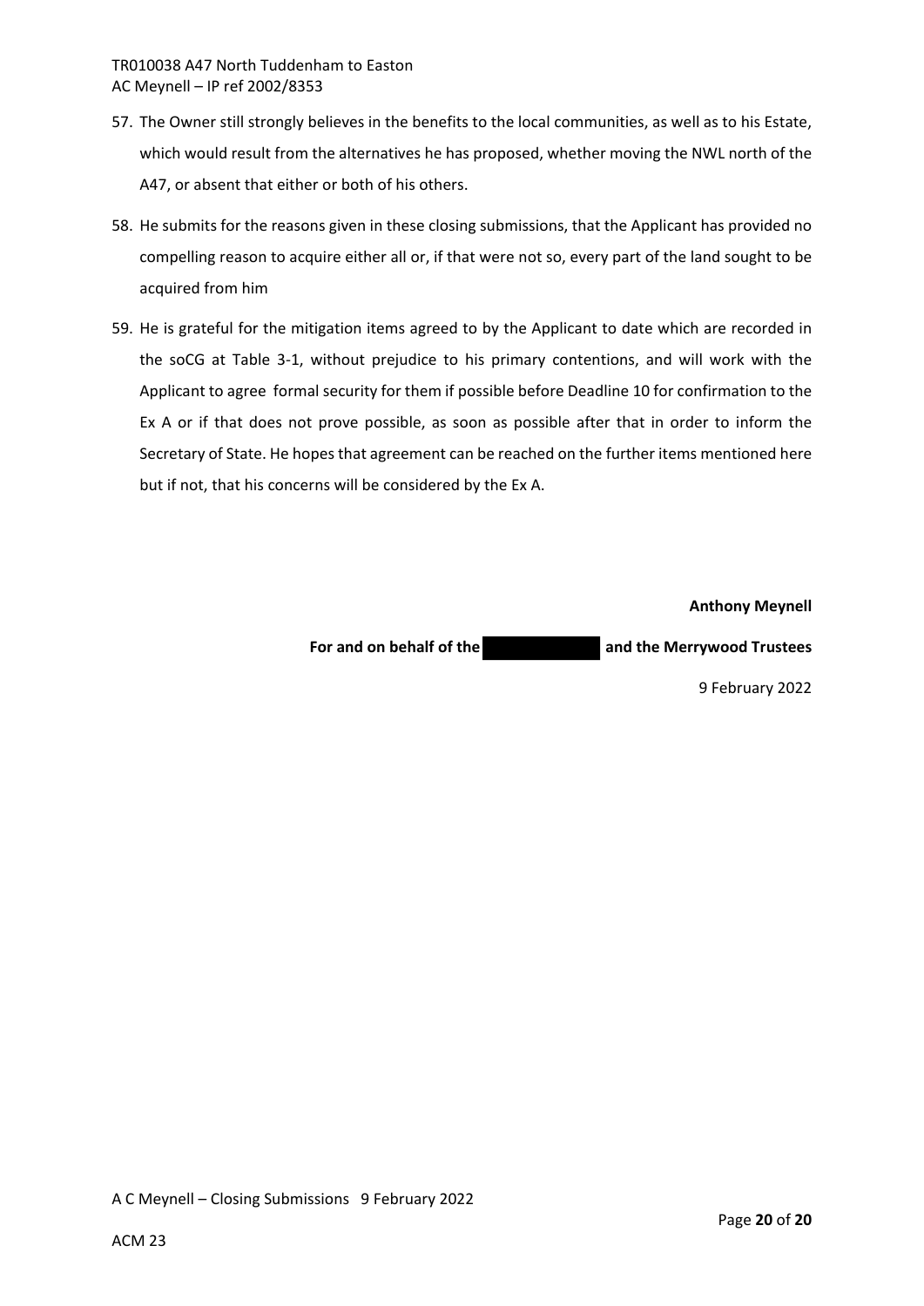57. The Owner still strongly believes in the benefits to the local communities, as well as to his Estate, which would result from the alternatives he has proposed, whether moving the NWL north of the A47, or absent that either or both of his others.

58. He submits for the reasons given in these closing submissions, that the Applicant has provided no compelling reason to acquire either all or, if that were not so, every part of the land sought to be acquired from him

59. He is grateful for the mitigation items agreed to by the Applicant to date which are recorded in the soCG at Table 3-1, without prejudice to his primary contentions, and will work with the Applicant to agree formal security for them if possible before Deadline 10 for confirmation to the Ex A or if that does not prove possible, as soon as possible after that in order to inform the Secretary of State. He hopes that agreement can be reached on the further items mentioned here but if not, that his concerns will be considered by the Ex A.

**Anthony Meynell**

**For and on behalf of the [REDACTED] and the Merrywood Trustees**

9 February 2022